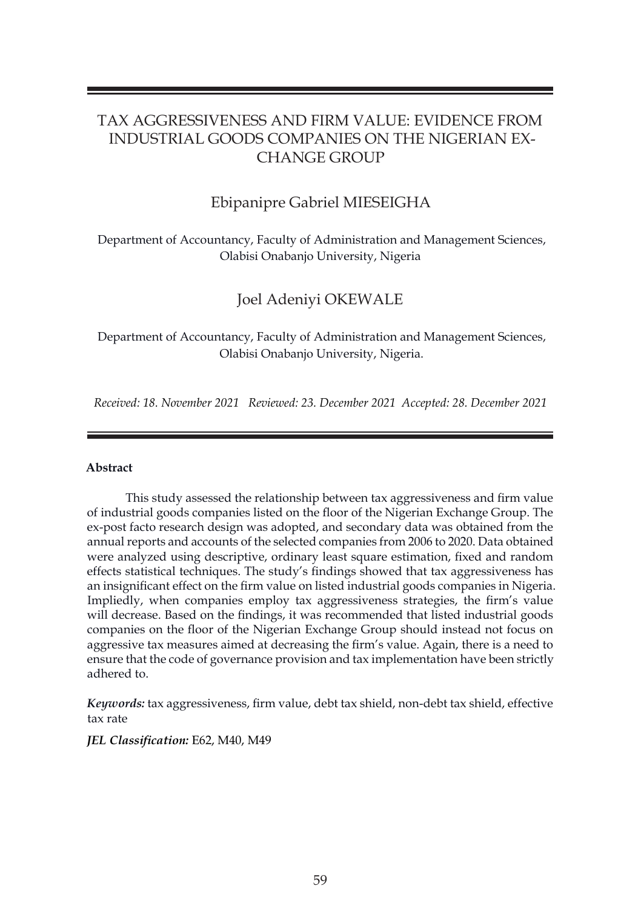# TAX AGGRESSIVENESS AND FIRM VALUE: EVIDENCE FROM INDUSTRIAL GOODS COMPANIES ON THE NIGERIAN EXCHANGE GROUP

## Ebipanipre Gabriel MIESEIGHA

Department of Accountancy, Faculty of Administration and Management Sciences, Olabisi Onabanjo University, Nigeria

## Joel Adeniyi OKEWALE

Department of Accountancy, Faculty of Administration and Management Sciences, Olabisi Onabanjo University, Nigeria.

*Received: 18. November 2021 Reviewed: 23. December 2021 Accepted: 28. December 2021*

**Abstract**

This study assessed the relationship between tax aggressiveness and firm value of industrial goods companies listed on the floor of the Nigerian Exchange Group. The ex-post facto research design was adopted, and secondary data was obtained from the annual reports and accounts of the selected companies from 2006 to 2020. Data obtained were analyzed using descriptive, ordinary least square estimation, fixed and random effects statistical techniques. The study's findings showed that tax aggressiveness has an insignificant effect on the firm value on listed industrial goods companies in Nigeria. Impliedly, when companies employ tax aggressiveness strategies, the firm's value will decrease. Based on the findings, it was recommended that listed industrial goods companies on the floor of the Nigerian Exchange Group should instead not focus on aggressive tax measures aimed at decreasing the firm's value. Again, there is a need to ensure that the code of governance provision and tax implementation have been strictly adhered to.

***Keywords:*** tax aggressiveness, firm value, debt tax shield, non-debt tax shield, effective tax rate

***JEL Classification:*** E62, M40, M49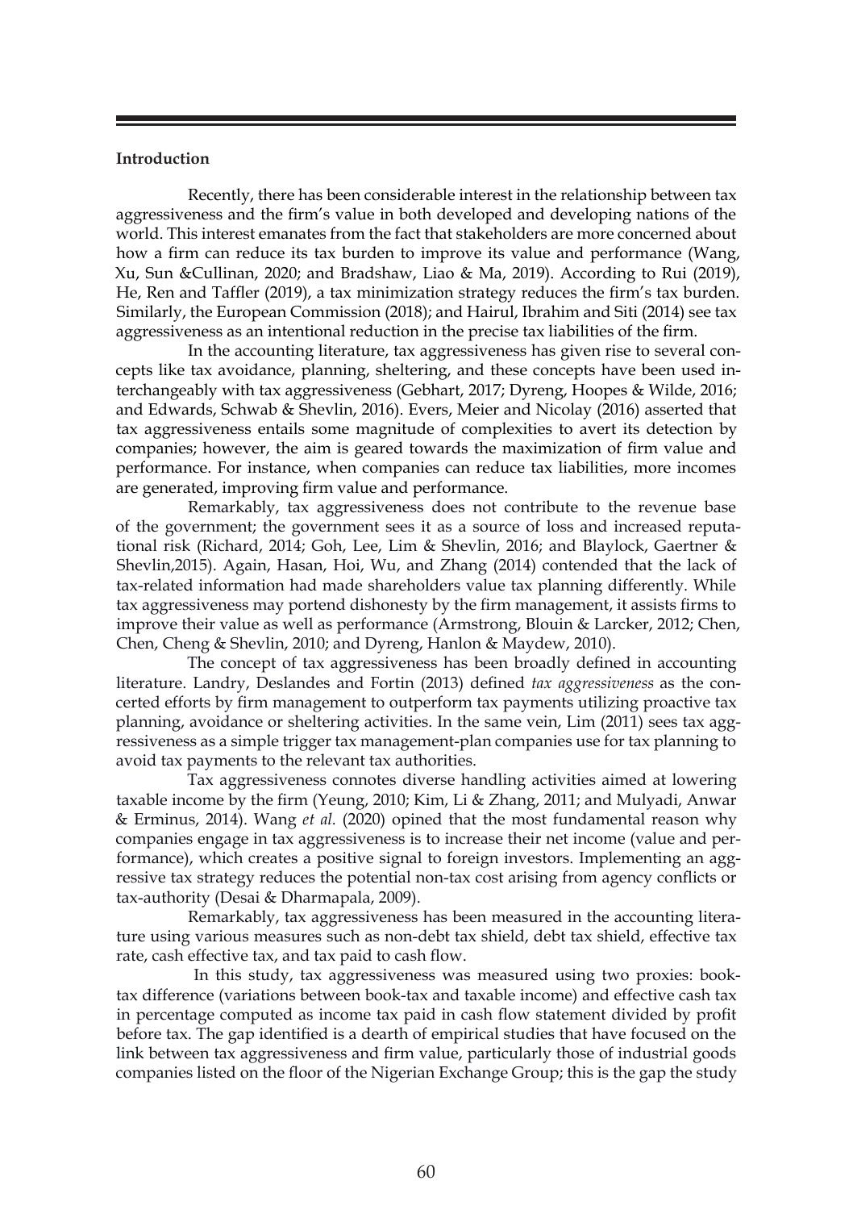## Introduction

Recently, there has been considerable interest in the relationship between tax aggressiveness and the firm's value in both developed and developing nations of the world. This interest emanates from the fact that stakeholders are more concerned about how a firm can reduce its tax burden to improve its value and performance (Wang, Xu, Sun &Cullinan, 2020; and Bradshaw, Liao & Ma, 2019). According to Rui (2019), He, Ren and Taffler (2019), a tax minimization strategy reduces the firm's tax burden. Similarly, the European Commission (2018); and Hairul, Ibrahim and Siti (2014) see tax aggressiveness as an intentional reduction in the precise tax liabilities of the firm.

In the accounting literature, tax aggressiveness has given rise to several concepts like tax avoidance, planning, sheltering, and these concepts have been used interchangeably with tax aggressiveness (Gebhart, 2017; Dyreng, Hoopes & Wilde, 2016; and Edwards, Schwab & Shevlin, 2016). Evers, Meier and Nicolay (2016) asserted that tax aggressiveness entails some magnitude of complexities to avert its detection by companies; however, the aim is geared towards the maximization of firm value and performance. For instance, when companies can reduce tax liabilities, more incomes are generated, improving firm value and performance.

Remarkably, tax aggressiveness does not contribute to the revenue base of the government; the government sees it as a source of loss and increased reputational risk (Richard, 2014; Goh, Lee, Lim & Shevlin, 2016; and Blaylock, Gaertner & Shevlin,2015). Again, Hasan, Hoi, Wu, and Zhang (2014) contended that the lack of tax-related information had made shareholders value tax planning differently. While tax aggressiveness may portend dishonesty by the firm management, it assists firms to improve their value as well as performance (Armstrong, Blouin & Larcker, 2012; Chen, Chen, Cheng & Shevlin, 2010; and Dyreng, Hanlon & Maydew, 2010).

The concept of tax aggressiveness has been broadly defined in accounting literature. Landry, Deslandes and Fortin (2013) defined *tax aggressiveness* as the concerted efforts by firm management to outperform tax payments utilizing proactive tax planning, avoidance or sheltering activities. In the same vein, Lim (2011) sees tax aggressiveness as a simple trigger tax management-plan companies use for tax planning to avoid tax payments to the relevant tax authorities.

Tax aggressiveness connotes diverse handling activities aimed at lowering taxable income by the firm (Yeung, 2010; Kim, Li & Zhang, 2011; and Mulyadi, Anwar & Erminus, 2014). Wang *et al.* (2020) opined that the most fundamental reason why companies engage in tax aggressiveness is to increase their net income (value and performance), which creates a positive signal to foreign investors. Implementing an aggressive tax strategy reduces the potential non-tax cost arising from agency conflicts or tax-authority (Desai & Dharmapala, 2009).

Remarkably, tax aggressiveness has been measured in the accounting literature using various measures such as non-debt tax shield, debt tax shield, effective tax rate, cash effective tax, and tax paid to cash flow.

In this study, tax aggressiveness was measured using two proxies: book-tax difference (variations between book-tax and taxable income) and effective cash tax in percentage computed as income tax paid in cash flow statement divided by profit before tax. The gap identified is a dearth of empirical studies that have focused on the link between tax aggressiveness and firm value, particularly those of industrial goods companies listed on the floor of the Nigerian Exchange Group; this is the gap the study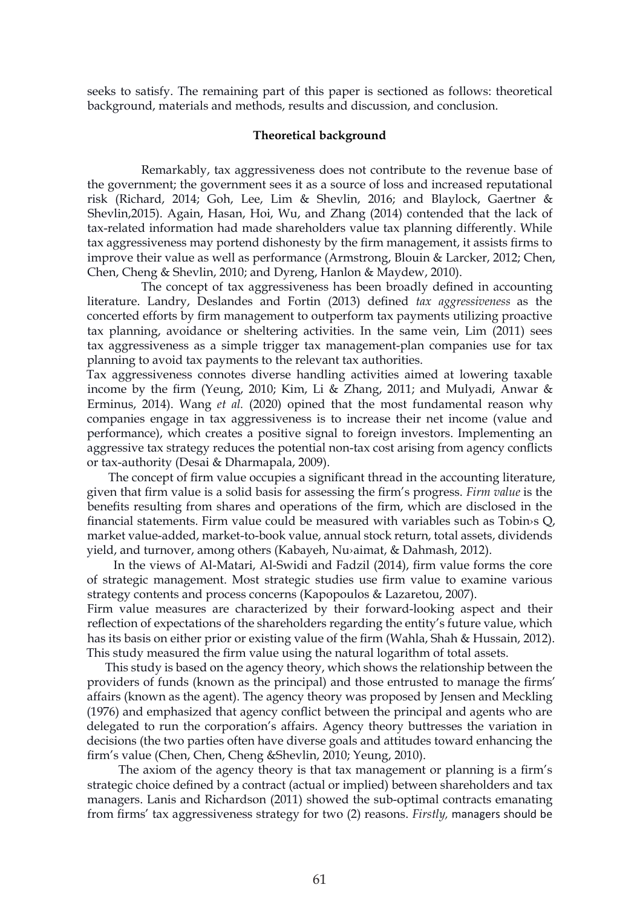seeks to satisfy. The remaining part of this paper is sectioned as follows: theoretical background, materials and methods, results and discussion, and conclusion.

## Theoretical background

Remarkably, tax aggressiveness does not contribute to the revenue base of the government; the government sees it as a source of loss and increased reputational risk (Richard, 2014; Goh, Lee, Lim & Shevlin, 2016; and Blaylock, Gaertner & Shevlin,2015). Again, Hasan, Hoi, Wu, and Zhang (2014) contended that the lack of tax-related information had made shareholders value tax planning differently. While tax aggressiveness may portend dishonesty by the firm management, it assists firms to improve their value as well as performance (Armstrong, Blouin & Larcker, 2012; Chen, Chen, Cheng & Shevlin, 2010; and Dyreng, Hanlon & Maydew, 2010).

The concept of tax aggressiveness has been broadly defined in accounting literature. Landry, Deslandes and Fortin (2013) defined *tax aggressiveness* as the concerted efforts by firm management to outperform tax payments utilizing proactive tax planning, avoidance or sheltering activities. In the same vein, Lim (2011) sees tax aggressiveness as a simple trigger tax management-plan companies use for tax planning to avoid tax payments to the relevant tax authorities.

Tax aggressiveness connotes diverse handling activities aimed at lowering taxable income by the firm (Yeung, 2010; Kim, Li & Zhang, 2011; and Mulyadi, Anwar & Erminus, 2014). Wang *et al.* (2020) opined that the most fundamental reason why companies engage in tax aggressiveness is to increase their net income (value and performance), which creates a positive signal to foreign investors. Implementing an aggressive tax strategy reduces the potential non-tax cost arising from agency conflicts or tax-authority (Desai & Dharmapala, 2009).

The concept of firm value occupies a significant thread in the accounting literature, given that firm value is a solid basis for assessing the firm's progress. *Firm value* is the benefits resulting from shares and operations of the firm, which are disclosed in the financial statements. Firm value could be measured with variables such as Tobin›s Q, market value-added, market-to-book value, annual stock return, total assets, dividends yield, and turnover, among others (Kabayeh, Nu›aimat, & Dahmash, 2012).

In the views of Al-Matari, Al-Swidi and Fadzil (2014), firm value forms the core of strategic management. Most strategic studies use firm value to examine various strategy contents and process concerns (Kapopoulos & Lazaretou, 2007).

Firm value measures are characterized by their forward-looking aspect and their reflection of expectations of the shareholders regarding the entity's future value, which has its basis on either prior or existing value of the firm (Wahla, Shah & Hussain, 2012). This study measured the firm value using the natural logarithm of total assets.

This study is based on the agency theory, which shows the relationship between the providers of funds (known as the principal) and those entrusted to manage the firms' affairs (known as the agent). The agency theory was proposed by Jensen and Meckling (1976) and emphasized that agency conflict between the principal and agents who are delegated to run the corporation's affairs. Agency theory buttresses the variation in decisions (the two parties often have diverse goals and attitudes toward enhancing the firm's value (Chen, Chen, Cheng &Shevlin, 2010; Yeung, 2010).

The axiom of the agency theory is that tax management or planning is a firm's strategic choice defined by a contract (actual or implied) between shareholders and tax managers. Lanis and Richardson (2011) showed the sub-optimal contracts emanating from firms' tax aggressiveness strategy for two (2) reasons. *Firstly,* managers should be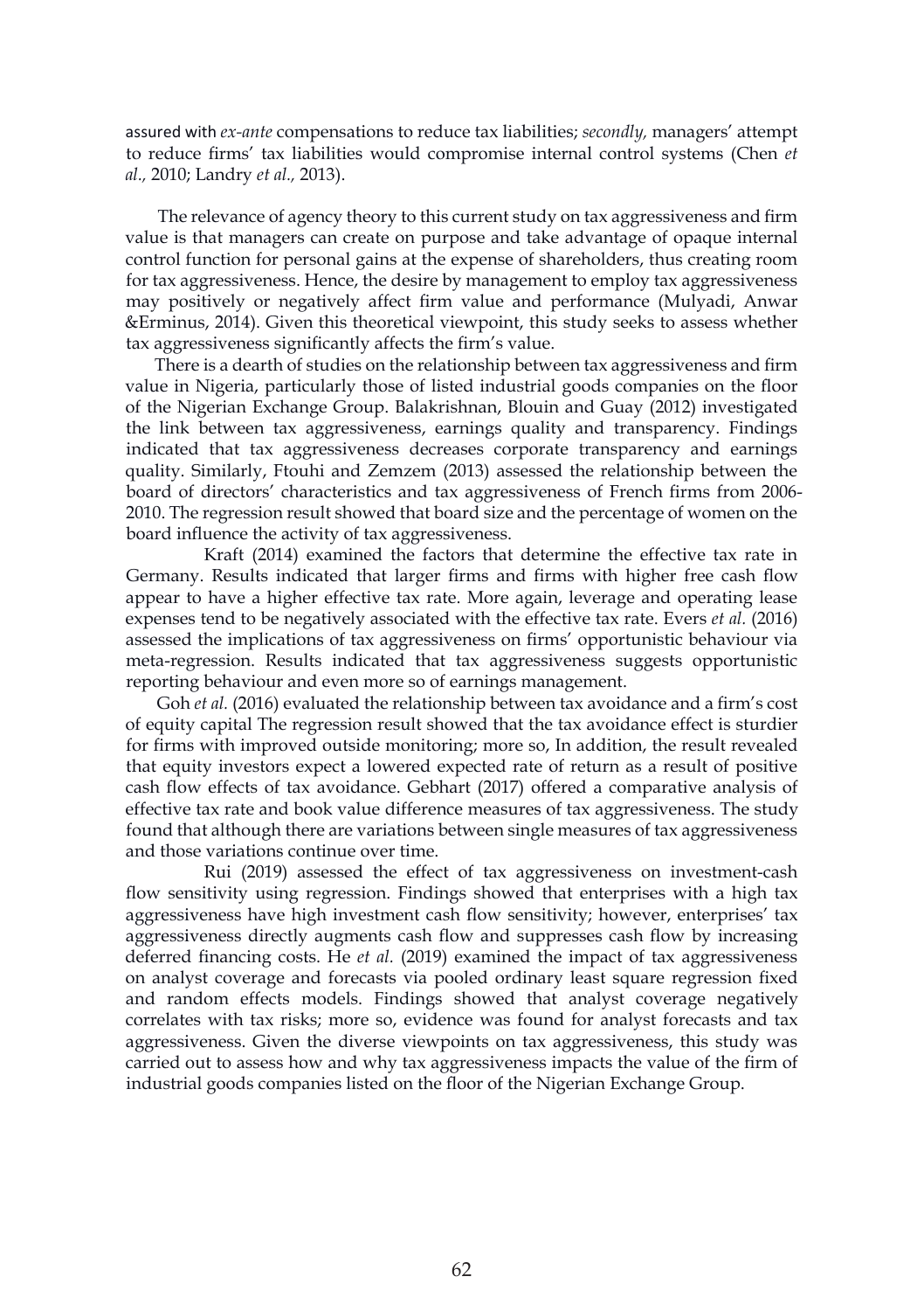assured with *ex-ante* compensations to reduce tax liabilities; *secondly,* managers' attempt to reduce firms' tax liabilities would compromise internal control systems (Chen *et al.,* 2010; Landry *et al.,* 2013).

The relevance of agency theory to this current study on tax aggressiveness and firm value is that managers can create on purpose and take advantage of opaque internal control function for personal gains at the expense of shareholders, thus creating room for tax aggressiveness. Hence, the desire by management to employ tax aggressiveness may positively or negatively affect firm value and performance (Mulyadi, Anwar &Erminus, 2014). Given this theoretical viewpoint, this study seeks to assess whether tax aggressiveness significantly affects the firm's value.

There is a dearth of studies on the relationship between tax aggressiveness and firm value in Nigeria, particularly those of listed industrial goods companies on the floor of the Nigerian Exchange Group. Balakrishnan, Blouin and Guay (2012) investigated the link between tax aggressiveness, earnings quality and transparency. Findings indicated that tax aggressiveness decreases corporate transparency and earnings quality. Similarly, Ftouhi and Zemzem (2013) assessed the relationship between the board of directors' characteristics and tax aggressiveness of French firms from 2006-2010. The regression result showed that board size and the percentage of women on the board influence the activity of tax aggressiveness.

Kraft (2014) examined the factors that determine the effective tax rate in Germany. Results indicated that larger firms and firms with higher free cash flow appear to have a higher effective tax rate. More again, leverage and operating lease expenses tend to be negatively associated with the effective tax rate. Evers *et al.* (2016) assessed the implications of tax aggressiveness on firms' opportunistic behaviour via meta-regression. Results indicated that tax aggressiveness suggests opportunistic reporting behaviour and even more so of earnings management.

Goh *et al.* (2016) evaluated the relationship between tax avoidance and a firm's cost of equity capital The regression result showed that the tax avoidance effect is sturdier for firms with improved outside monitoring; more so, In addition, the result revealed that equity investors expect a lowered expected rate of return as a result of positive cash flow effects of tax avoidance. Gebhart (2017) offered a comparative analysis of effective tax rate and book value difference measures of tax aggressiveness. The study found that although there are variations between single measures of tax aggressiveness and those variations continue over time.

Rui (2019) assessed the effect of tax aggressiveness on investment-cash flow sensitivity using regression. Findings showed that enterprises with a high tax aggressiveness have high investment cash flow sensitivity; however, enterprises' tax aggressiveness directly augments cash flow and suppresses cash flow by increasing deferred financing costs. He *et al.* (2019) examined the impact of tax aggressiveness on analyst coverage and forecasts via pooled ordinary least square regression fixed and random effects models. Findings showed that analyst coverage negatively correlates with tax risks; more so, evidence was found for analyst forecasts and tax aggressiveness. Given the diverse viewpoints on tax aggressiveness, this study was carried out to assess how and why tax aggressiveness impacts the value of the firm of industrial goods companies listed on the floor of the Nigerian Exchange Group.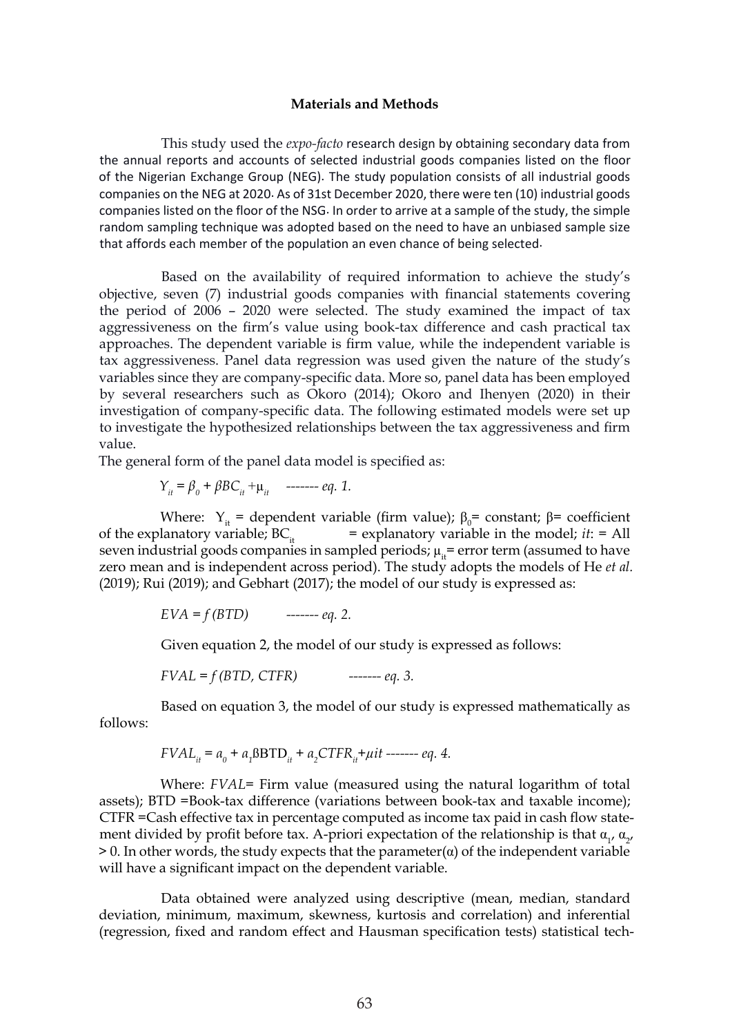## Materials and Methods

This study used the *expo-facto* research design by obtaining secondary data from the annual reports and accounts of selected industrial goods companies listed on the floor of the Nigerian Exchange Group (NEG). The study population consists of all industrial goods companies on the NEG at 2020. As of 31st December 2020, there were ten (10) industrial goods companies listed on the floor of the NSG. In order to arrive at a sample of the study, the simple random sampling technique was adopted based on the need to have an unbiased sample size that affords each member of the population an even chance of being selected.

Based on the availability of required information to achieve the study's objective, seven (7) industrial goods companies with financial statements covering the period of 2006 – 2020 were selected. The study examined the impact of tax aggressiveness on the firm's value using book-tax difference and cash practical tax approaches. The dependent variable is firm value, while the independent variable is tax aggressiveness. Panel data regression was used given the nature of the study's variables since they are company-specific data. More so, panel data has been employed by several researchers such as Okoro (2014); Okoro and Ihenyen (2020) in their investigation of company-specific data. The following estimated models were set up to investigate the hypothesized relationships between the tax aggressiveness and firm value.

The general form of the panel data model is specified as:

$$Y_{it} = \beta_0 + \beta BC_{it} + \mu_{it} \quad \text{------- eq. 1.}$$

Where: $Y_{it}$ = dependent variable (firm value); $\beta_0$= constant; $\beta$= coefficient of the explanatory variable; $BC_{it}$ = explanatory variable in the model; *it*: = All seven industrial goods companies in sampled periods; $\mu_{it}$= error term (assumed to have zero mean and is independent across period). The study adopts the models of He *et al.* (2019); Rui (2019); and Gebhart (2017); the model of our study is expressed as:

$$EVA = f(BTD) \quad \text{------- eq. 2.}$$

Given equation 2, the model of our study is expressed as follows:

$$FVAL = f(BTD, CTFR) \quad \text{------- eq. 3.}$$

Based on equation 3, the model of our study is expressed mathematically as follows:

$$FVAL_{it} = a_0 + a_1 \beta BTD_{it} + a_2 CTFR_{it} + \mu it \quad \text{------- eq. 4.}$$

Where: *FVAL*= Firm value (measured using the natural logarithm of total assets); BTD =Book-tax difference (variations between book-tax and taxable income); CTFR =Cash effective tax in percentage computed as income tax paid in cash flow statement divided by profit before tax. A-priori expectation of the relationship is that $\alpha_1$, $\alpha_2$, > 0. In other words, the study expects that the parameter($\alpha$) of the independent variable will have a significant impact on the dependent variable.

Data obtained were analyzed using descriptive (mean, median, standard deviation, minimum, maximum, skewness, kurtosis and correlation) and inferential (regression, fixed and random effect and Hausman specification tests) statistical tech-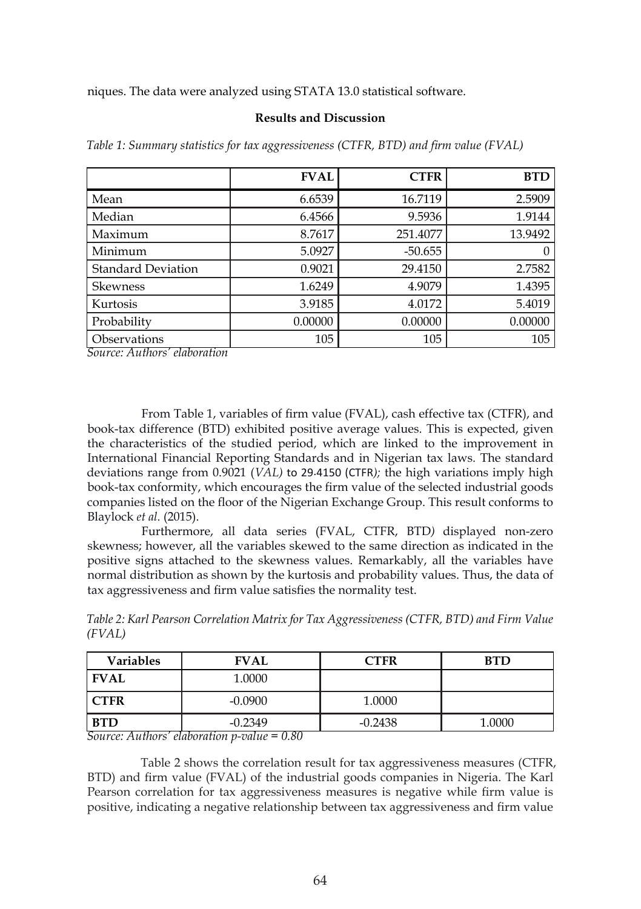niques. The data were analyzed using STATA 13.0 statistical software.

## Results and Discussion

*Table 1: Summary statistics for tax aggressiveness (CTFR, BTD) and firm value (FVAL)*

| | FVAL | CTFR | BTD |
|---|---|---|---|
| Mean | 6.6539 | 16.7119 | 2.5909 |
| Median | 6.4566 | 9.5936 | 1.9144 |
| Maximum | 8.7617 | 251.4077 | 13.9492 |
| Minimum | 5.0927 | -50.655 | 0 |
| Standard Deviation | 0.9021 | 29.4150 | 2.7582 |
| Skewness | 1.6249 | 4.9079 | 1.4395 |
| Kurtosis | 3.9185 | 4.0172 | 5.4019 |
| Probability | 0.00000 | 0.00000 | 0.00000 |
| Observations | 105 | 105 | 105 |

*Source: Authors' elaboration*

From Table 1, variables of firm value (FVAL), cash effective tax (CTFR), and book-tax difference (BTD) exhibited positive average values. This is expected, given the characteristics of the studied period, which are linked to the improvement in International Financial Reporting Standards and in Nigerian tax laws. The standard deviations range from 0.9021 (*VAL)* to 29.4150 (CTFR*);* the high variations imply high book-tax conformity, which encourages the firm value of the selected industrial goods companies listed on the floor of the Nigerian Exchange Group. This result conforms to Blaylock *et al.* (2015).

Furthermore, all data series (FVAL, CTFR, BTD*)* displayed non-zero skewness; however, all the variables skewed to the same direction as indicated in the positive signs attached to the skewness values. Remarkably, all the variables have normal distribution as shown by the kurtosis and probability values. Thus, the data of tax aggressiveness and firm value satisfies the normality test.

*Table 2: Karl Pearson Correlation Matrix for Tax Aggressiveness (CTFR, BTD) and Firm Value (FVAL)*

| Variables | FVAL | CTFR | BTD |
|---|---|---|---|
| **FVAL** | 1.0000 | | |
| **CTFR** | -0.0900 | 1.0000 | |
| **BTD** | -0.2349 | -0.2438 | 1.0000 |

*Source: Authors' elaboration p-value = 0.80*

Table 2 shows the correlation result for tax aggressiveness measures (CTFR, BTD) and firm value (FVAL) of the industrial goods companies in Nigeria. The Karl Pearson correlation for tax aggressiveness measures is negative while firm value is positive, indicating a negative relationship between tax aggressiveness and firm value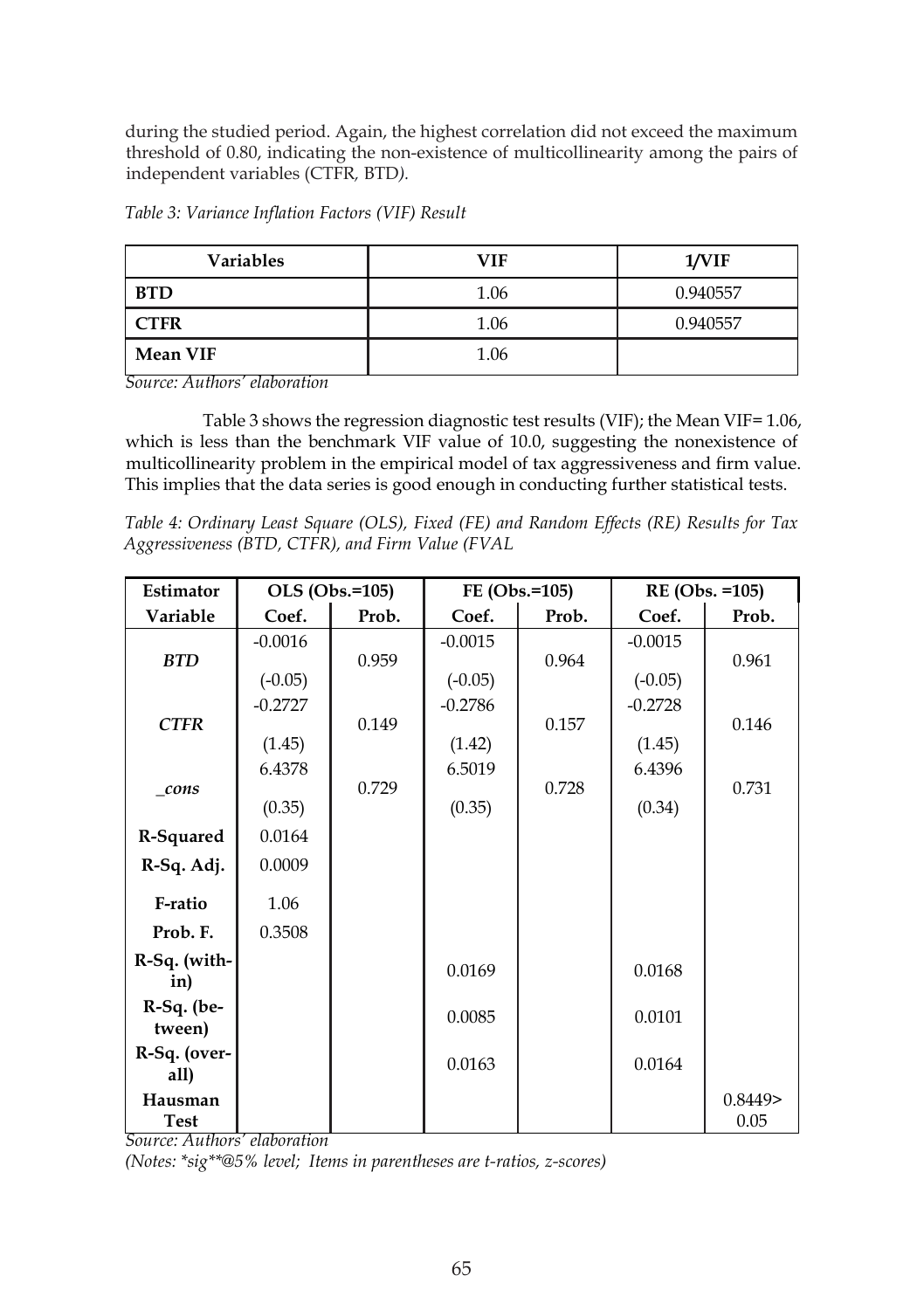during the studied period. Again, the highest correlation did not exceed the maximum threshold of 0.80, indicating the non-existence of multicollinearity among the pairs of independent variables (CTFR, BTD).

*Table 3: Variance Inflation Factors (VIF) Result*

| Variables | VIF | 1/VIF |
|---|---|---|
| **BTD** | 1.06 | 0.940557 |
| **CTFR** | 1.06 | 0.940557 |
| **Mean VIF** | 1.06 | |

*Source: Authors' elaboration*

Table 3 shows the regression diagnostic test results (VIF); the Mean VIF= 1.06, which is less than the benchmark VIF value of 10.0, suggesting the nonexistence of multicollinearity problem in the empirical model of tax aggressiveness and firm value. This implies that the data series is good enough in conducting further statistical tests.

*Table 4: Ordinary Least Square (OLS), Fixed (FE) and Random Effects (RE) Results for Tax Aggressiveness (BTD, CTFR), and Firm Value (FVAL*

| Estimator | OLS (Obs.=105) | | FE (Obs.=105) | | RE (Obs. =105) | |
|---|---|---|---|---|---|---|
| **Variable** | **Coef.** | **Prob.** | **Coef.** | **Prob.** | **Coef.** | **Prob.** |
| ***BTD*** | -0.0016 (-0.05) | 0.959 | -0.0015 (-0.05) | 0.964 | -0.0015 (-0.05) | 0.961 |
| ***CTFR*** | -0.2727 (1.45) | 0.149 | -0.2786 (1.42) | 0.157 | -0.2728 (1.45) | 0.146 |
| ***_cons*** | 6.4378 (0.35) | 0.729 | 6.5019 (0.35) | 0.728 | 6.4396 (0.34) | 0.731 |
| **R-Squared** | 0.0164 | | | | | |
| **R-Sq. Adj.** | 0.0009 | | | | | |
| **F-ratio** | 1.06 | | | | | |
| **Prob. F.** | 0.3508 | | | | | |
| **R-Sq. (within)** | | | 0.0169 | | 0.0168 | |
| **R-Sq. (between)** | | | 0.0085 | | 0.0101 | |
| **R-Sq. (overall)** | | | 0.0163 | | 0.0164 | |
| **Hausman Test** | | | | | | 0.8449> 0.05 |

*Source: Authors' elaboration*

*(Notes: \*sig\*\*@5% level; Items in parentheses are t-ratios, z-scores)*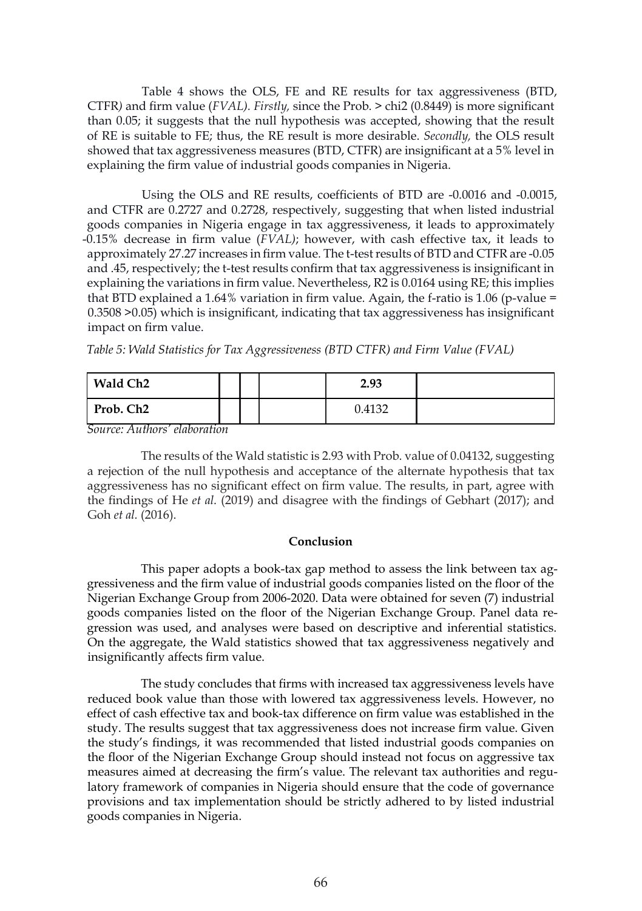Table 4 shows the OLS, FE and RE results for tax aggressiveness (BTD, CTFR*)* and firm value (*FVAL). Firstly,* since the Prob. > chi2 (0.8449) is more significant than 0.05; it suggests that the null hypothesis was accepted, showing that the result of RE is suitable to FE; thus, the RE result is more desirable. *Secondly,* the OLS result showed that tax aggressiveness measures (BTD, CTFR) are insignificant at a 5% level in explaining the firm value of industrial goods companies in Nigeria.

Using the OLS and RE results, coefficients of BTD are -0.0016 and -0.0015, and CTFR are 0.2727 and 0.2728, respectively, suggesting that when listed industrial goods companies in Nigeria engage in tax aggressiveness, it leads to approximately -0.15% decrease in firm value (*FVAL)*; however, with cash effective tax, it leads to approximately 27.27 increases in firm value*.* The t-test results of BTD and CTFR are -0.05 and .45, respectively; the t-test results confirm that tax aggressiveness is insignificant in explaining the variations in firm value. Nevertheless, R2 is 0.0164 using RE; this implies that BTD explained a 1.64% variation in firm value. Again, the f-ratio is 1.06 (p-value = 0.3508 >0.05) which is insignificant, indicating that tax aggressiveness has insignificant impact on firm value.

*Table 5: Wald Statistics for Tax Aggressiveness (BTD CTFR) and Firm Value (FVAL)*

| Wald Ch2 | | | | 2.93 | |
|---|---|---|---|---|---|
| Prob. Ch2 | | | | 0.4132 | |

*Source: Authors' elaboration*

The results of the Wald statistic is 2.93 with Prob. value of 0.04132, suggesting a rejection of the null hypothesis and acceptance of the alternate hypothesis that tax aggressiveness has no significant effect on firm value. The results, in part, agree with the findings of He *et al.* (2019) and disagree with the findings of Gebhart (2017); and Goh *et al.* (2016).

## Conclusion

This paper adopts a book-tax gap method to assess the link between tax aggressiveness and the firm value of industrial goods companies listed on the floor of the Nigerian Exchange Group from 2006-2020. Data were obtained for seven (7) industrial goods companies listed on the floor of the Nigerian Exchange Group. Panel data regression was used, and analyses were based on descriptive and inferential statistics. On the aggregate, the Wald statistics showed that tax aggressiveness negatively and insignificantly affects firm value.

The study concludes that firms with increased tax aggressiveness levels have reduced book value than those with lowered tax aggressiveness levels. However, no effect of cash effective tax and book-tax difference on firm value was established in the study. The results suggest that tax aggressiveness does not increase firm value. Given the study's findings, it was recommended that listed industrial goods companies on the floor of the Nigerian Exchange Group should instead not focus on aggressive tax measures aimed at decreasing the firm's value. The relevant tax authorities and regulatory framework of companies in Nigeria should ensure that the code of governance provisions and tax implementation should be strictly adhered to by listed industrial goods companies in Nigeria.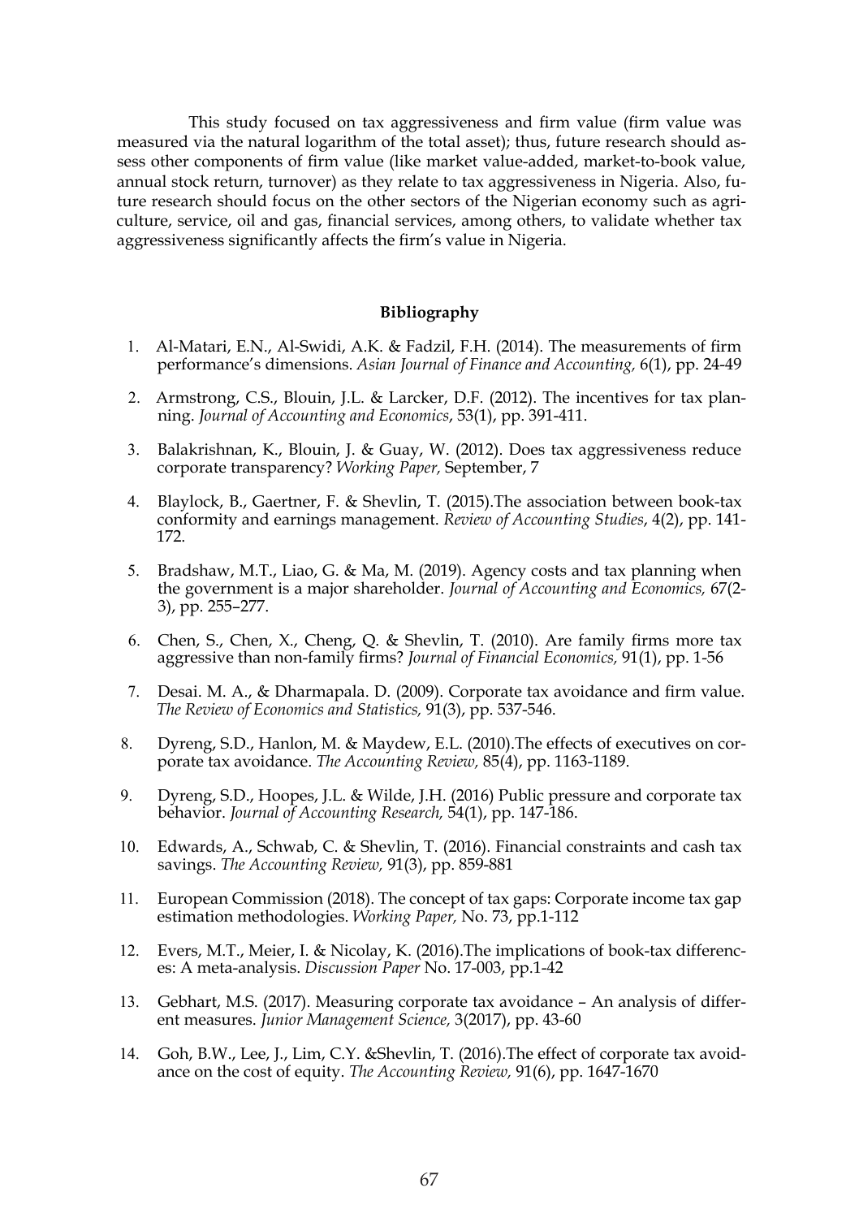This study focused on tax aggressiveness and firm value (firm value was measured via the natural logarithm of the total asset); thus, future research should assess other components of firm value (like market value-added, market-to-book value, annual stock return, turnover) as they relate to tax aggressiveness in Nigeria. Also, future research should focus on the other sectors of the Nigerian economy such as agriculture, service, oil and gas, financial services, among others, to validate whether tax aggressiveness significantly affects the firm's value in Nigeria.

## Bibliography

1. Al-Matari, E.N., Al-Swidi, A.K. & Fadzil, F.H. (2014). The measurements of firm performance's dimensions. *Asian Journal of Finance and Accounting,* 6(1), pp. 24-49
2. Armstrong, C.S., Blouin, J.L. & Larcker, D.F. (2012). The incentives for tax planning. *Journal of Accounting and Economics*, 53(1), pp. 391-411.
3. Balakrishnan, K., Blouin, J. & Guay, W. (2012). Does tax aggressiveness reduce corporate transparency? *Working Paper,* September, 7
4. Blaylock, B., Gaertner, F. & Shevlin, T. (2015).The association between book-tax conformity and earnings management. *Review of Accounting Studies*, 4(2), pp. 141-172.
5. Bradshaw, M.T., Liao, G. & Ma, M. (2019). Agency costs and tax planning when the government is a major shareholder. *Journal of Accounting and Economics,* 67(2-3), pp. 255–277.
6. Chen, S., Chen, X., Cheng, Q. & Shevlin, T. (2010). Are family firms more tax aggressive than non-family firms? *Journal of Financial Economics,* 91(1), pp. 1-56
7. Desai. M. A., & Dharmapala. D. (2009). Corporate tax avoidance and firm value. *The Review of Economics and Statistics,* 91(3), pp. 537-546.
8. Dyreng, S.D., Hanlon, M. & Maydew, E.L. (2010).The effects of executives on corporate tax avoidance. *The Accounting Review,* 85(4), pp. 1163-1189.
9. Dyreng, S.D., Hoopes, J.L. & Wilde, J.H. (2016) Public pressure and corporate tax behavior. *Journal of Accounting Research,* 54(1), pp. 147-186.
10. Edwards, A., Schwab, C. & Shevlin, T. (2016). Financial constraints and cash tax savings. *The Accounting Review,* 91(3), pp. 859-881
11. European Commission (2018). The concept of tax gaps: Corporate income tax gap estimation methodologies. *Working Paper,* No. 73, pp.1-112
12. Evers, M.T., Meier, I. & Nicolay, K. (2016).The implications of book-tax differences: A meta-analysis. *Discussion Paper* No. 17-003, pp.1-42
13. Gebhart, M.S. (2017). Measuring corporate tax avoidance – An analysis of different measures. *Junior Management Science,* 3(2017), pp. 43-60
14. Goh, B.W., Lee, J., Lim, C.Y. &Shevlin, T. (2016).The effect of corporate tax avoidance on the cost of equity. *The Accounting Review,* 91(6), pp. 1647-1670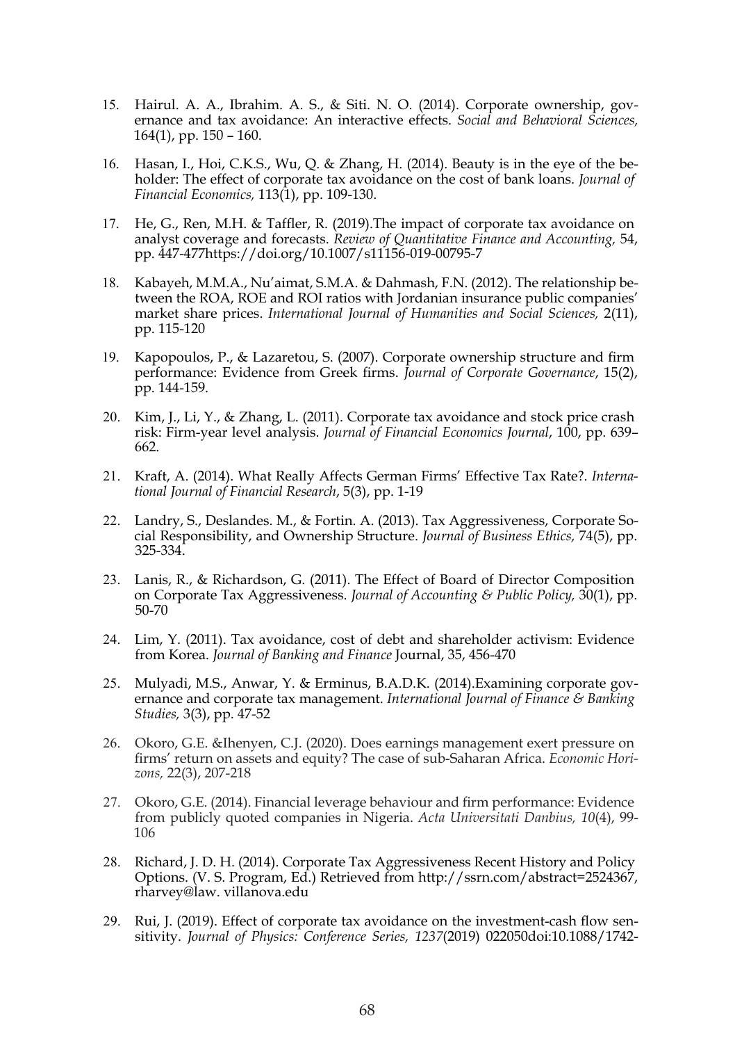15. Hairul. A. A., Ibrahim. A. S., & Siti. N. O. (2014). Corporate ownership, governance and tax avoidance: An interactive effects. *Social and Behavioral Sciences,* 164(1), pp. 150 – 160.

16. Hasan, I., Hoi, C.K.S., Wu, Q. & Zhang, H. (2014). Beauty is in the eye of the beholder: The effect of corporate tax avoidance on the cost of bank loans. *Journal of Financial Economics,* 113(1), pp. 109-130.

17. He, G., Ren, M.H. & Taffler, R. (2019).The impact of corporate tax avoidance on analyst coverage and forecasts. *Review of Quantitative Finance and Accounting,* 54, pp. 447-477https://doi.org/10.1007/s11156-019-00795-7

18. Kabayeh, M.M.A., Nu'aimat, S.M.A. & Dahmash, F.N. (2012). The relationship between the ROA, ROE and ROI ratios with Jordanian insurance public companies' market share prices. *International Journal of Humanities and Social Sciences,* 2(11), pp. 115-120

19. Kapopoulos, P., & Lazaretou, S. (2007). Corporate ownership structure and firm performance: Evidence from Greek firms. *Journal of Corporate Governance*, 15(2), pp. 144-159.

20. Kim, J., Li, Y., & Zhang, L. (2011). Corporate tax avoidance and stock price crash risk: Firm-year level analysis. *Journal of Financial Economics Journal*, 100, pp. 639–662.

21. Kraft, A. (2014). What Really Affects German Firms' Effective Tax Rate?. *International Journal of Financial Research*, 5(3), pp. 1-19

22. Landry, S., Deslandes. M., & Fortin. A. (2013). Tax Aggressiveness, Corporate Social Responsibility, and Ownership Structure. *Journal of Business Ethics,* 74(5), pp. 325-334.

23. Lanis, R., & Richardson, G. (2011). The Effect of Board of Director Composition on Corporate Tax Aggressiveness. *Journal of Accounting & Public Policy,* 30(1), pp. 50-70

24. Lim, Y. (2011). Tax avoidance, cost of debt and shareholder activism: Evidence from Korea. *Journal of Banking and Finance* Journal, 35, 456-470

25. Mulyadi, M.S., Anwar, Y. & Erminus, B.A.D.K. (2014).Examining corporate governance and corporate tax management. *International Journal of Finance & Banking Studies,* 3(3), pp. 47-52

26. Okoro, G.E. &Ihenyen, C.J. (2020). Does earnings management exert pressure on firms' return on assets and equity? The case of sub-Saharan Africa. *Economic Horizons,* 22(3), 207-218

27. Okoro, G.E. (2014). Financial leverage behaviour and firm performance: Evidence from publicly quoted companies in Nigeria. *Acta Universitati Danbius, 10*(4), 99-106

28. Richard, J. D. H. (2014). Corporate Tax Aggressiveness Recent History and Policy Options. (V. S. Program, Ed.) Retrieved from http://ssrn.com/abstract=2524367, rharvey@law. villanova.edu

29. Rui, J. (2019). Effect of corporate tax avoidance on the investment-cash flow sensitivity. *Journal of Physics: Conference Series, 1237*(2019) 022050doi:10.1088/1742-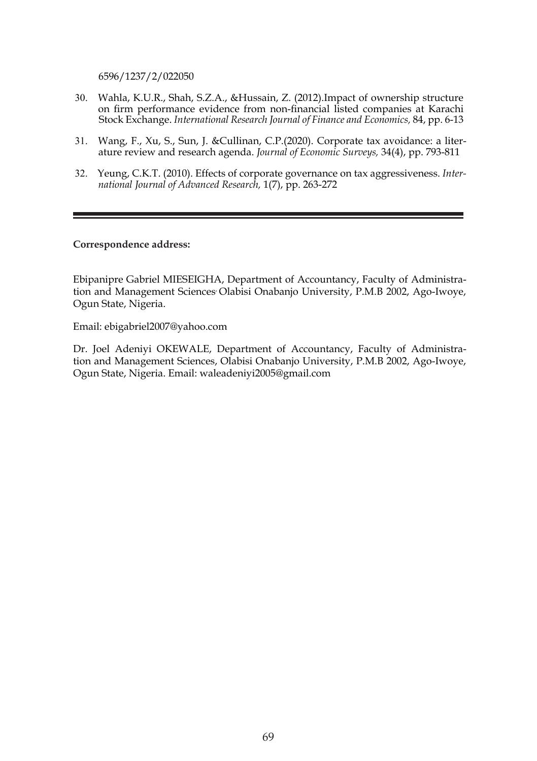6596/1237/2/022050

30. Wahla, K.U.R., Shah, S.Z.A., &Hussain, Z. (2012).Impact of ownership structure on firm performance evidence from non-financial listed companies at Karachi Stock Exchange. *International Research Journal of Finance and Economics,* 84, pp. 6-13

31. Wang, F., Xu, S., Sun, J. &Cullinan, C.P.(2020). Corporate tax avoidance: a literature review and research agenda. *Journal of Economic Surveys,* 34(4), pp. 793-811

32. Yeung, C.K.T. (2010). Effects of corporate governance on tax aggressiveness. *International Journal of Advanced Research,* 1(7), pp. 263-272

---

**Correspondence address:**

Ebipanipre Gabriel MIESEIGHA, Department of Accountancy, Faculty of Administration and Management Sciences, Olabisi Onabanjo University, P.M.B 2002, Ago-Iwoye, Ogun State, Nigeria.

Email: ebigabriel2007@yahoo.com

Dr. Joel Adeniyi OKEWALE, Department of Accountancy, Faculty of Administration and Management Sciences, Olabisi Onabanjo University, P.M.B 2002, Ago-Iwoye, Ogun State, Nigeria. Email: waleadeniyi2005@gmail.com